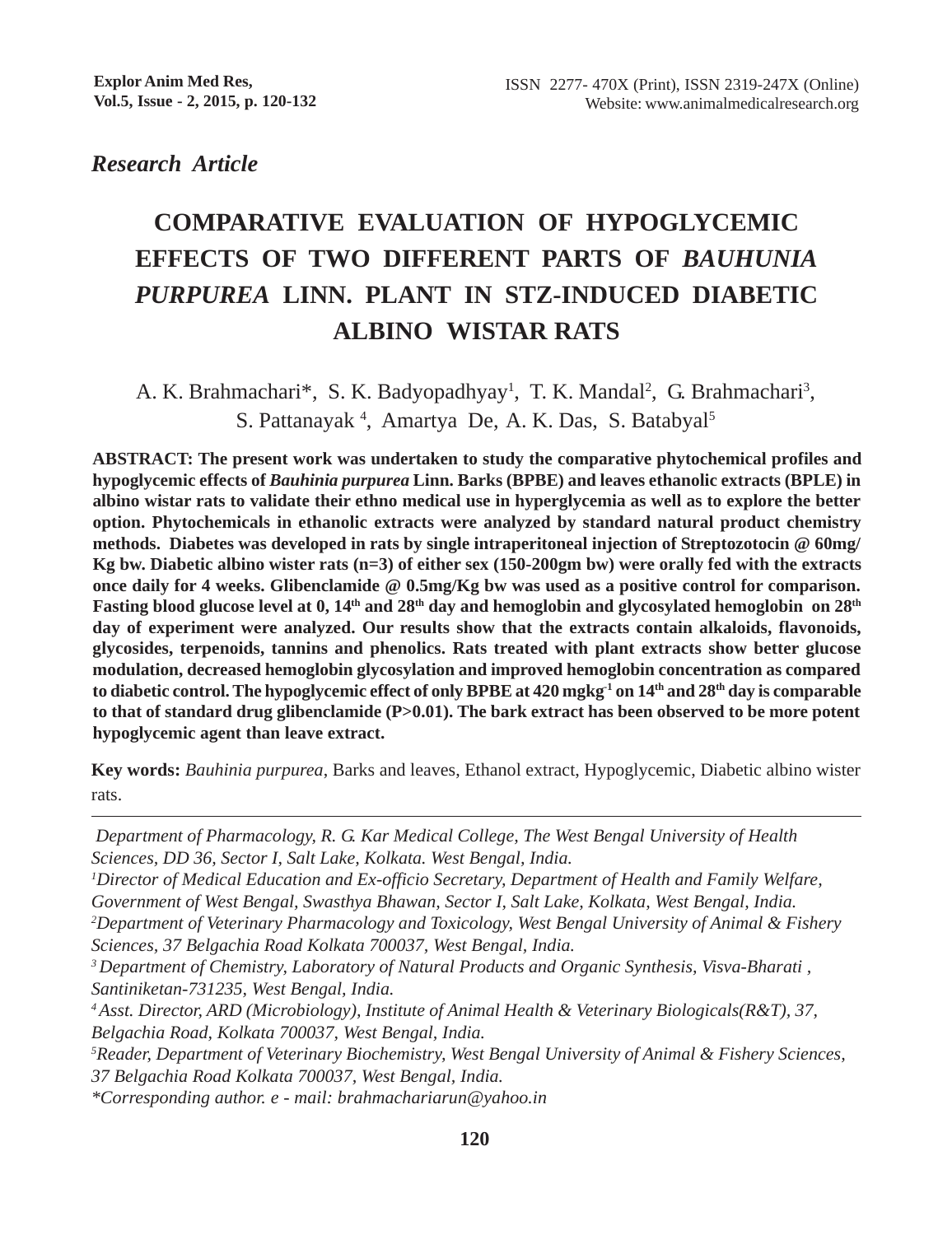*Research Article*

# COMPARATIVE EVALUATION OF HYPOGLYCEMIC EFFECTS OF TWO DIFFERENT PARTS OF *BAUHUNIA PURPUREA* LINN. PLANT IN STZ-INDUCED DIABETIC ALBINO WISTAR RATS

A. K. Brahmachari*, S. K. Badyopadhyay[1], T. K. Mandal[2], G. Brahmachari[3], S. Pattanayak [4], Amartya De, A. K. Das, S. Batabyal[5]

**ABSTRACT: The present work was undertaken to study the comparative phytochemical profiles and hypoglycemic effects of *Bauhinia purpurea* Linn. Barks (BPBE) and leaves ethanolic extracts (BPLE) in albino wistar rats to validate their ethno medical use in hyperglycemia as well as to explore the better option. Phytochemicals in ethanolic extracts were analyzed by standard natural product chemistry methods. Diabetes was developed in rats by single intraperitoneal injection of Streptozotocin @ 60mg/Kg bw. Diabetic albino wister rats (n=3) of either sex (150-200gm bw) were orally fed with the extracts once daily for 4 weeks. Glibenclamide @ 0.5mg/Kg bw was used as a positive control for comparison. Fasting blood glucose level at 0, 14$^{th}$ and 28$^{th}$ day and hemoglobin and glycosylated hemoglobin on 28$^{th}$ day of experiment were analyzed. Our results show that the extracts contain alkaloids, flavonoids, glycosides, terpenoids, tannins and phenolics. Rats treated with plant extracts show better glucose modulation, decreased hemoglobin glycosylation and improved hemoglobin concentration as compared to diabetic control. The hypoglycemic effect of only BPBE at 420 mgkg$^{-1}$ on 14$^{th}$ and 28$^{th}$ day is comparable to that of standard drug glibenclamide (P>0.01). The bark extract has been observed to be more potent hypoglycemic agent than leave extract.**

**Key words:** *Bauhinia purpurea*, Barks and leaves, Ethanol extract, Hypoglycemic, Diabetic albino wister rats.

---

*Department of Pharmacology, R. G. Kar Medical College, The West Bengal University of Health Sciences, DD 36, Sector I, Salt Lake, Kolkata. West Bengal, India.*

*[1]Director of Medical Education and Ex-officio Secretary, Department of Health and Family Welfare, Government of West Bengal, Swasthya Bhawan, Sector I, Salt Lake, Kolkata, West Bengal, India.*

*[2]Department of Veterinary Pharmacology and Toxicology, West Bengal University of Animal & Fishery Sciences, 37 Belgachia Road Kolkata 700037, West Bengal, India.*

*[3] Department of Chemistry, Laboratory of Natural Products and Organic Synthesis, Visva-Bharati , Santiniketan-731235, West Bengal, India.*

*[4] Asst. Director, ARD (Microbiology), Institute of Animal Health & Veterinary Biologicals(R&T), 37, Belgachia Road, Kolkata 700037, West Bengal, India.*

*[5]Reader, Department of Veterinary Biochemistry, West Bengal University of Animal & Fishery Sciences, 37 Belgachia Road Kolkata 700037, West Bengal, India.*

*\*Corresponding author. e - mail: brahmachariarun@yahoo.in*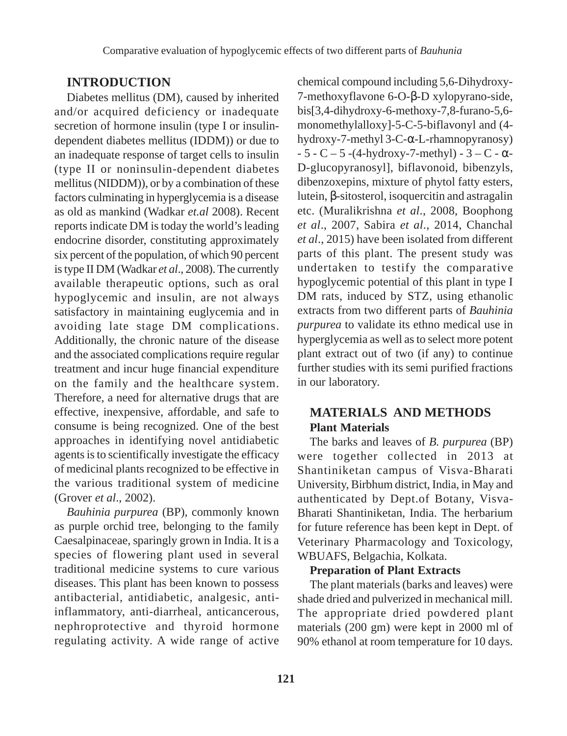## INTRODUCTION

Diabetes mellitus (DM), caused by inherited and/or acquired deficiency or inadequate secretion of hormone insulin (type I or insulin-dependent diabetes mellitus (IDDM)) or due to an inadequate response of target cells to insulin (type II or noninsulin-dependent diabetes mellitus (NIDDM)), or by a combination of these factors culminating in hyperglycemia is a disease as old as mankind (Wadkar *et.al* 2008). Recent reports indicate DM is today the world's leading endocrine disorder, constituting approximately six percent of the population, of which 90 percent is type II DM (Wadkar *et al*., 2008). The currently available therapeutic options, such as oral hypoglycemic and insulin, are not always satisfactory in maintaining euglycemia and in avoiding late stage DM complications. Additionally, the chronic nature of the disease and the associated complications require regular treatment and incur huge financial expenditure on the family and the healthcare system. Therefore, a need for alternative drugs that are effective, inexpensive, affordable, and safe to consume is being recognized. One of the best approaches in identifying novel antidiabetic agents is to scientifically investigate the efficacy of medicinal plants recognized to be effective in the various traditional system of medicine (Grover *et al*., 2002).

*Bauhinia purpurea* (BP), commonly known as purple orchid tree, belonging to the family Caesalpinaceae, sparingly grown in India. It is a species of flowering plant used in several traditional medicine systems to cure various diseases. This plant has been known to possess antibacterial, antidiabetic, analgesic, anti-inflammatory, anti-diarrheal, anticancerous, nephroprotective and thyroid hormone regulating activity. A wide range of active chemical compound including 5,6-Dihydroxy-7-methoxyflavone 6-O-β-D xylopyrano-side, bis[3,4-dihydroxy-6-methoxy-7,8-furano-5,6-monomethylalloxy]-5-C-5-biflavonyl and (4-hydroxy-7-methyl 3-C-α-L-rhamnopyranosy) - 5 - C – 5 -(4-hydroxy-7-methyl) - 3 – C - α-D-glucopyranosyl], biflavonoid, bibenzyls, dibenzoxepins, mixture of phytol fatty esters, lutein, β-sitosterol, isoquercitin and astragalin etc. (Muralikrishna *et al*., 2008, Boophong *et al*., 2007, Sabira *et al*., 2014, Chanchal *et al*., 2015) have been isolated from different parts of this plant. The present study was undertaken to testify the comparative hypoglycemic potential of this plant in type I DM rats, induced by STZ, using ethanolic extracts from two different parts of *Bauhinia purpurea* to validate its ethno medical use in hyperglycemia as well as to select more potent plant extract out of two (if any) to continue further studies with its semi purified fractions in our laboratory.

## MATERIALS AND METHODS

### Plant Materials

The barks and leaves of *B. purpurea* (BP) were together collected in 2013 at Shantiniketan campus of Visva-Bharati University, Birbhum district, India, in May and authenticated by Dept.of Botany, Visva-Bharati Shantiniketan, India. The herbarium for future reference has been kept in Dept. of Veterinary Pharmacology and Toxicology, WBUAFS, Belgachia, Kolkata.

### Preparation of Plant Extracts

The plant materials (barks and leaves) were shade dried and pulverized in mechanical mill. The appropriate dried powdered plant materials (200 gm) were kept in 2000 ml of 90% ethanol at room temperature for 10 days.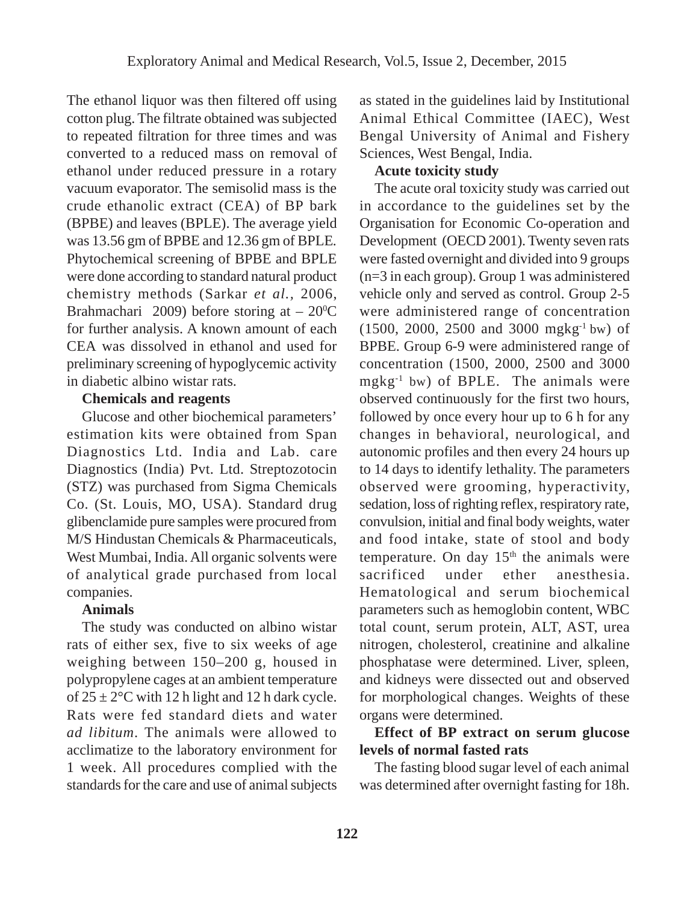The ethanol liquor was then filtered off using cotton plug. The filtrate obtained was subjected to repeated filtration for three times and was converted to a reduced mass on removal of ethanol under reduced pressure in a rotary vacuum evaporator. The semisolid mass is the crude ethanolic extract (CEA) of BP bark (BPBE) and leaves (BPLE). The average yield was 13.56 gm of BPBE and 12.36 gm of BPLE. Phytochemical screening of BPBE and BPLE were done according to standard natural product chemistry methods (Sarkar *et al.,* 2006, Brahmachari 2009) before storing at – $20^0$C for further analysis. A known amount of each CEA was dissolved in ethanol and used for preliminary screening of hypoglycemic activity in diabetic albino wistar rats.

**Chemicals and reagents**

Glucose and other biochemical parameters' estimation kits were obtained from Span Diagnostics Ltd. India and Lab. care Diagnostics (India) Pvt. Ltd. Streptozotocin (STZ) was purchased from Sigma Chemicals Co. (St. Louis, MO, USA). Standard drug glibenclamide pure samples were procured from M/S Hindustan Chemicals & Pharmaceuticals, West Mumbai, India. All organic solvents were of analytical grade purchased from local companies.

**Animals**

The study was conducted on albino wistar rats of either sex, five to six weeks of age weighing between 150–200 g, housed in polypropylene cages at an ambient temperature of 25 ± 2°C with 12 h light and 12 h dark cycle. Rats were fed standard diets and water *ad libitum*. The animals were allowed to acclimatize to the laboratory environment for 1 week. All procedures complied with the standards for the care and use of animal subjects as stated in the guidelines laid by Institutional Animal Ethical Committee (IAEC), West Bengal University of Animal and Fishery Sciences, West Bengal, India.

**Acute toxicity study**

The acute oral toxicity study was carried out in accordance to the guidelines set by the Organisation for Economic Co-operation and Development (OECD 2001). Twenty seven rats were fasted overnight and divided into 9 groups (n=3 in each group). Group 1 was administered vehicle only and served as control. Group 2-5 were administered range of concentration (1500, 2000, 2500 and 3000 $mgkg^{-1}$ bw) of BPBE. Group 6-9 were administered range of concentration (1500, 2000, 2500 and 3000 $mgkg^{-1}$ bw) of BPLE. The animals were observed continuously for the first two hours, followed by once every hour up to 6 h for any changes in behavioral, neurological, and autonomic profiles and then every 24 hours up to 14 days to identify lethality. The parameters observed were grooming, hyperactivity, sedation, loss of righting reflex, respiratory rate, convulsion, initial and final body weights, water and food intake, state of stool and body temperature. On day $15^{th}$ the animals were sacrificed under ether anesthesia. Hematological and serum biochemical parameters such as hemoglobin content, WBC total count, serum protein, ALT, AST, urea nitrogen, cholesterol, creatinine and alkaline phosphatase were determined. Liver, spleen, and kidneys were dissected out and observed for morphological changes. Weights of these organs were determined.

**Effect of BP extract on serum glucose levels of normal fasted rats**

The fasting blood sugar level of each animal was determined after overnight fasting for 18h.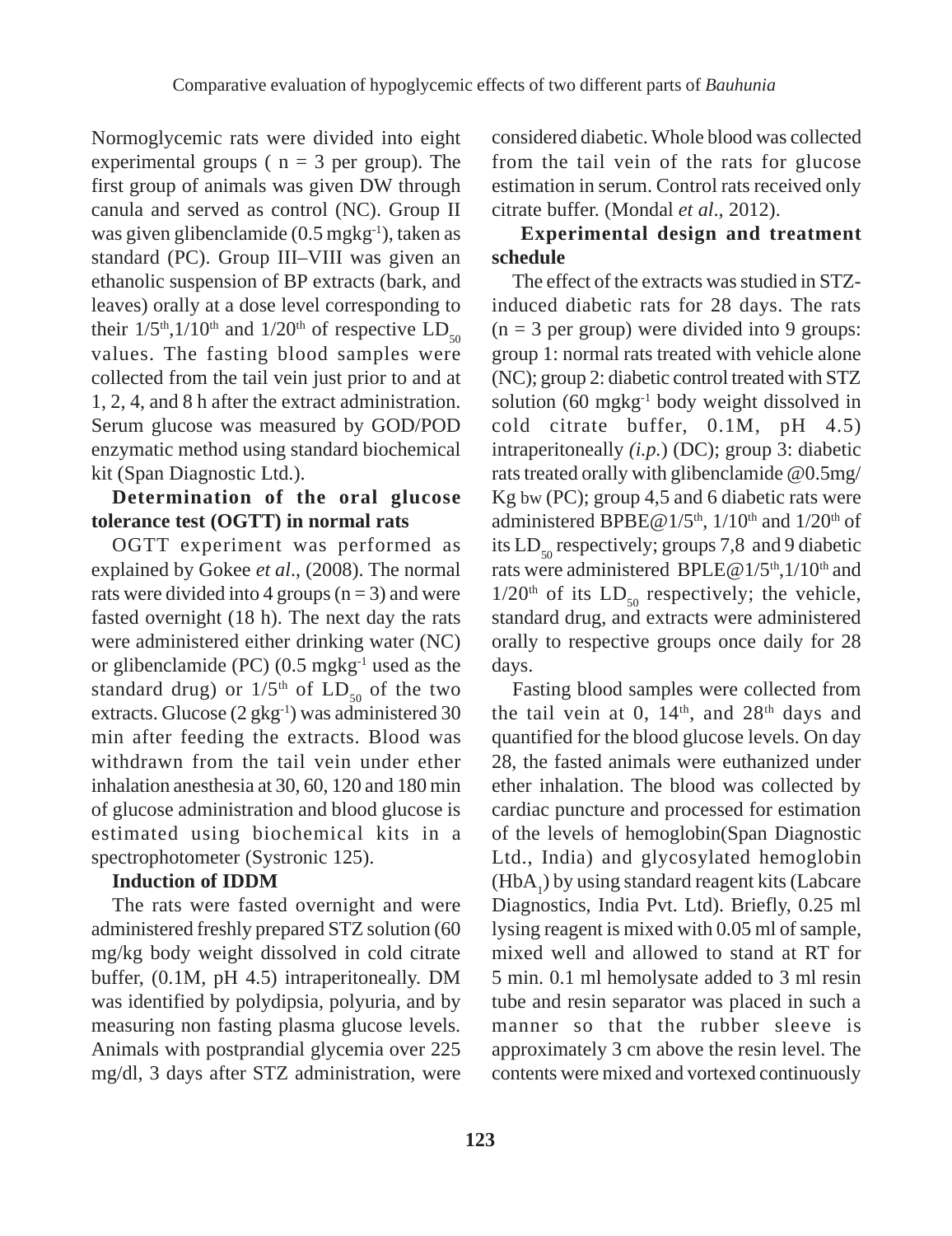Normoglycemic rats were divided into eight experimental groups ( n = 3 per group). The first group of animals was given DW through canula and served as control (NC). Group II was given glibenclamide (0.5 $mgkg^{-1}$), taken as standard (PC). Group III–VIII was given an ethanolic suspension of BP extracts (bark, and leaves) orally at a dose level corresponding to their $1/5^{th}$,$1/10^{th}$ and $1/20^{th}$ of respective $LD_{50}$ values. The fasting blood samples were collected from the tail vein just prior to and at 1, 2, 4, and 8 h after the extract administration. Serum glucose was measured by GOD/POD enzymatic method using standard biochemical kit (Span Diagnostic Ltd.).

**Determination of the oral glucose tolerance test (OGTT) in normal rats**

OGTT experiment was performed as explained by Gokee *et al*., (2008). The normal rats were divided into 4 groups (n = 3) and were fasted overnight (18 h). The next day the rats were administered either drinking water (NC) or glibenclamide (PC) (0.5 $mgkg^{-1}$ used as the standard drug) or $1/5^{th}$ of $LD_{50}$ of the two extracts. Glucose (2 $gkg^{-1}$) was administered 30 min after feeding the extracts. Blood was withdrawn from the tail vein under ether inhalation anesthesia at 30, 60, 120 and 180 min of glucose administration and blood glucose is estimated using biochemical kits in a spectrophotometer (Systronic 125).

**Induction of IDDM**

The rats were fasted overnight and were administered freshly prepared STZ solution (60 mg/kg body weight dissolved in cold citrate buffer, (0.1M, pH 4.5) intraperitoneally. DM was identified by polydipsia, polyuria, and by measuring non fasting plasma glucose levels. Animals with postprandial glycemia over 225 mg/dl, 3 days after STZ administration, were considered diabetic. Whole blood was collected from the tail vein of the rats for glucose estimation in serum. Control rats received only citrate buffer. (Mondal *et al*., 2012).

**Experimental design and treatment schedule**

The effect of the extracts was studied in STZ-induced diabetic rats for 28 days. The rats (n = 3 per group) were divided into 9 groups: group 1: normal rats treated with vehicle alone (NC); group 2: diabetic control treated with STZ solution (60 $mgkg^{-1}$ body weight dissolved in cold citrate buffer, 0.1M, pH 4.5) intraperitoneally *(i.p.)* (DC); group 3: diabetic rats treated orally with glibenclamide @0.5mg/Kg bw (PC); group 4,5 and 6 diabetic rats were administered BPBE@$1/5^{th}$, $1/10^{th}$ and $1/20^{th}$ of its $LD_{50}$ respectively; groups 7,8 and 9 diabetic rats were administered BPLE@$1/5^{th}$,$1/10^{th}$ and $1/20^{th}$ of its $LD_{50}$ respectively; the vehicle, standard drug, and extracts were administered orally to respective groups once daily for 28 days.

Fasting blood samples were collected from the tail vein at 0, $14^{th}$, and $28^{th}$ days and quantified for the blood glucose levels. On day 28, the fasted animals were euthanized under ether inhalation. The blood was collected by cardiac puncture and processed for estimation of the levels of hemoglobin(Span Diagnostic Ltd., India) and glycosylated hemoglobin ($HbA_1$) by using standard reagent kits (Labcare Diagnostics, India Pvt. Ltd). Briefly, 0.25 ml lysing reagent is mixed with 0.05 ml of sample, mixed well and allowed to stand at RT for 5 min. 0.1 ml hemolysate added to 3 ml resin tube and resin separator was placed in such a manner so that the rubber sleeve is approximately 3 cm above the resin level. The contents were mixed and vortexed continuously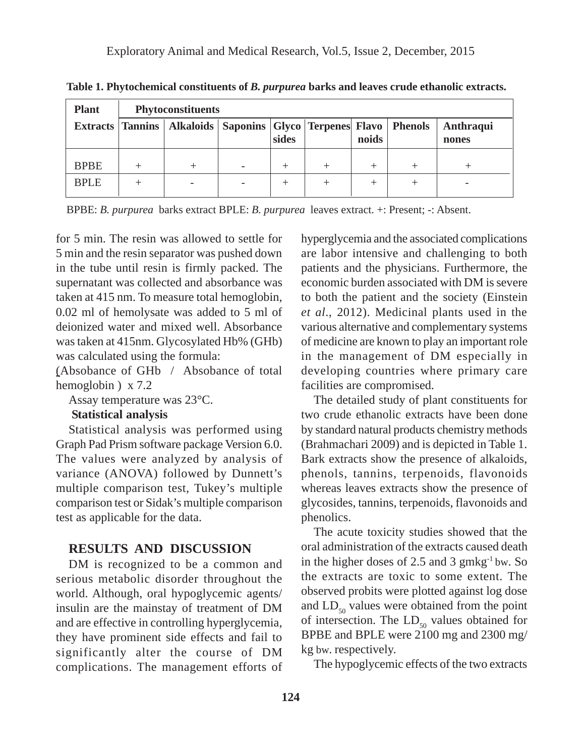**Table 1. Phytochemical constituents of *B. purpurea* barks and leaves crude ethanolic extracts.**

| Plant Extracts | Phytoconstituents | | | | | | | |
|---|---|---|---|---|---|---|---|---|
| | Tannins | Alkaloids | Saponins | Glycosides | Terpenes | Flavonoids | Phenols | Anthraquinones |
| BPBE | + | + | - | + | + | + | + | + |
| BPLE | + | - | - | + | + | + | + | - |

BPBE: *B. purpurea* barks extract BPLE: *B. purpurea* leaves extract. +: Present; -: Absent.

for 5 min. The resin was allowed to settle for 5 min and the resin separator was pushed down in the tube until resin is firmly packed. The supernatant was collected and absorbance was taken at 415 nm. To measure total hemoglobin, 0.02 ml of hemolysate was added to 5 ml of deionized water and mixed well. Absorbance was taken at 415nm. Glycosylated Hb% (GHb) was calculated using the formula:

(Absobance of GHb / Absobance of total hemoglobin ) x 7.2

Assay temperature was 23°C.

**Statistical analysis**

Statistical analysis was performed using Graph Pad Prism software package Version 6.0. The values were analyzed by analysis of variance (ANOVA) followed by Dunnett's multiple comparison test, Tukey's multiple comparison test or Sidak's multiple comparison test as applicable for the data.

## RESULTS AND DISCUSSION

DM is recognized to be a common and serious metabolic disorder throughout the world. Although, oral hypoglycemic agents/ insulin are the mainstay of treatment of DM and are effective in controlling hyperglycemia, they have prominent side effects and fail to significantly alter the course of DM complications. The management efforts of hyperglycemia and the associated complications are labor intensive and challenging to both patients and the physicians. Furthermore, the economic burden associated with DM is severe to both the patient and the society (Einstein *et al*., 2012). Medicinal plants used in the various alternative and complementary systems of medicine are known to play an important role in the management of DM especially in developing countries where primary care facilities are compromised.

The detailed study of plant constituents for two crude ethanolic extracts have been done by standard natural products chemistry methods (Brahmachari 2009) and is depicted in Table 1. Bark extracts show the presence of alkaloids, phenols, tannins, terpenoids, flavonoids whereas leaves extracts show the presence of glycosides, tannins, terpenoids, flavonoids and phenolics.

The acute toxicity studies showed that the oral administration of the extracts caused death in the higher doses of 2.5 and 3 $gmkg^{-1}$ bw. So the extracts are toxic to some extent. The observed probits were plotted against log dose and $LD_{50}$ values were obtained from the point of intersection. The $LD_{50}$ values obtained for BPBE and BPLE were 2100 mg and 2300 mg/ kg bw. respectively.

The hypoglycemic effects of the two extracts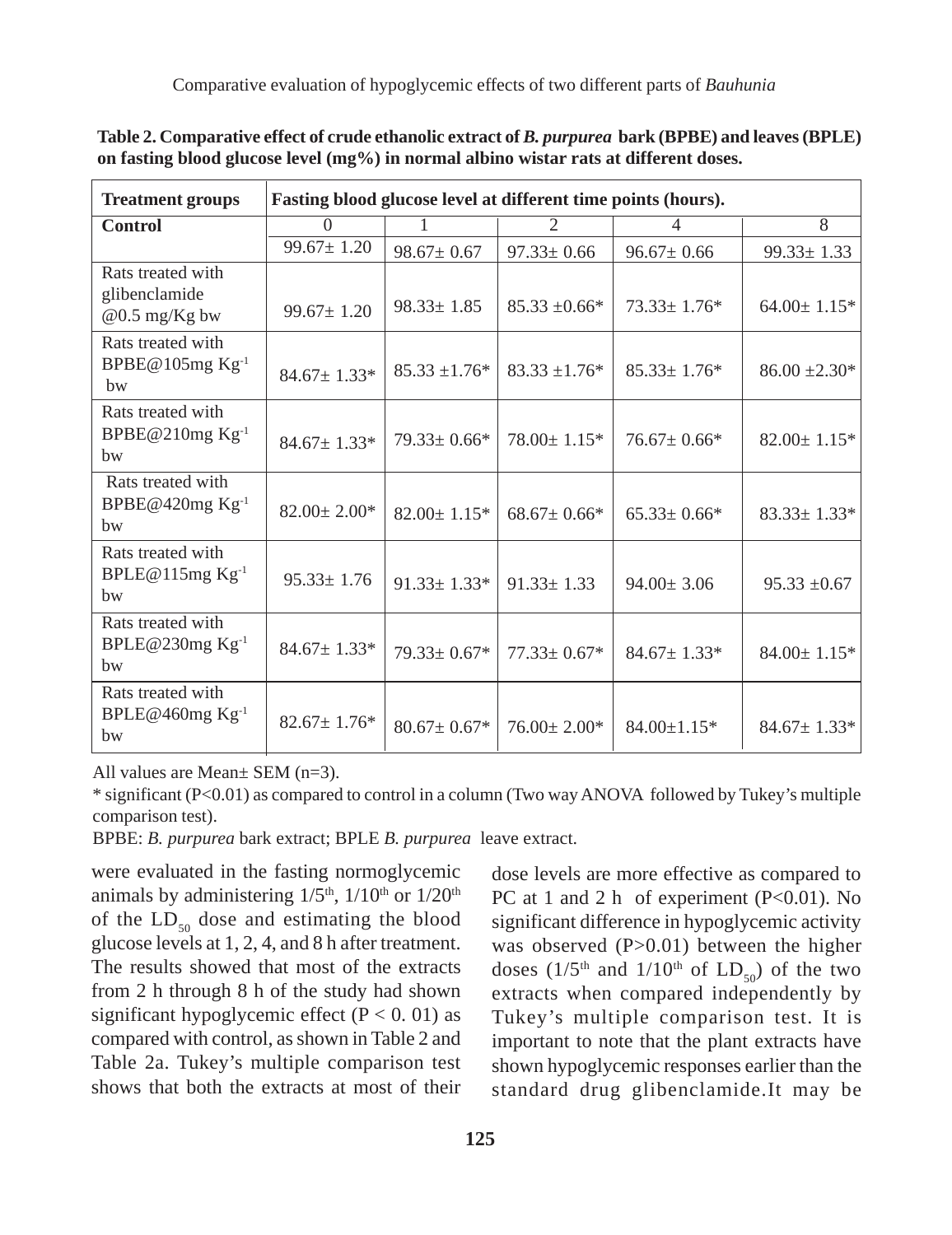**Table 2. Comparative effect of crude ethanolic extract of *B. purpurea* bark (BPBE) and leaves (BPLE) on fasting blood glucose level (mg%) in normal albino wistar rats at different doses.**

| Treatment groups | Fasting blood glucose level at different time points (hours). | | | | |
|---|---|---|---|---|---|
| **Control** | 0 | 1 | 2 | 4 | 8 |
| | 99.67± 1.20 | 98.67± 0.67 | 97.33± 0.66 | 96.67± 0.66 | 99.33± 1.33 |
| Rats treated with glibenclamide @0.5 mg/Kg bw | 99.67± 1.20 | 98.33± 1.85 | 85.33 ±0.66* | 73.33± 1.76* | 64.00± 1.15* |
| Rats treated with BPBE@105mg $Kg^{-1}$ bw | 84.67± 1.33* | 85.33 ±1.76* | 83.33 ±1.76* | 85.33± 1.76* | 86.00 ±2.30* |
| Rats treated with BPBE@210mg $Kg^{-1}$ bw | 84.67± 1.33* | 79.33± 0.66* | 78.00± 1.15* | 76.67± 0.66* | 82.00± 1.15* |
| Rats treated with BPBE@420mg $Kg^{-1}$ bw | 82.00± 2.00* | 82.00± 1.15* | 68.67± 0.66* | 65.33± 0.66* | 83.33± 1.33* |
| Rats treated with BPLE@115mg $Kg^{-1}$ bw | 95.33± 1.76 | 91.33± 1.33* | 91.33± 1.33 | 94.00± 3.06 | 95.33 ±0.67 |
| Rats treated with BPLE@230mg $Kg^{-1}$ bw | 84.67± 1.33* | 79.33± 0.67* | 77.33± 0.67* | 84.67± 1.33* | 84.00± 1.15* |
| Rats treated with BPLE@460mg $Kg^{-1}$ bw | 82.67± 1.76* | 80.67± 0.67* | 76.00± 2.00* | 84.00±1.15* | 84.67± 1.33* |

All values are Mean± SEM (n=3).

* significant (P<0.01) as compared to control in a column (Two way ANOVA followed by Tukey's multiple comparison test).

BPBE: *B. purpurea* bark extract; BPLE *B. purpurea* leave extract.

were evaluated in the fasting normoglycemic animals by administering $1/5^{th}$, $1/10^{th}$ or $1/20^{th}$ of the $LD_{50}$ dose and estimating the blood glucose levels at 1, 2, 4, and 8 h after treatment. The results showed that most of the extracts from 2 h through 8 h of the study had shown significant hypoglycemic effect ($P < 0.01$) as compared with control, as shown in Table 2 and Table 2a. Tukey's multiple comparison test shows that both the extracts at most of their dose levels are more effective as compared to PC at 1 and 2 h of experiment ($P<0.01$). No significant difference in hypoglycemic activity was observed ($P>0.01$) between the higher doses ($1/5^{th}$ and $1/10^{th}$ of $LD_{50}$) of the two extracts when compared independently by Tukey's multiple comparison test. It is important to note that the plant extracts have shown hypoglycemic responses earlier than the standard drug glibenclamide.It may be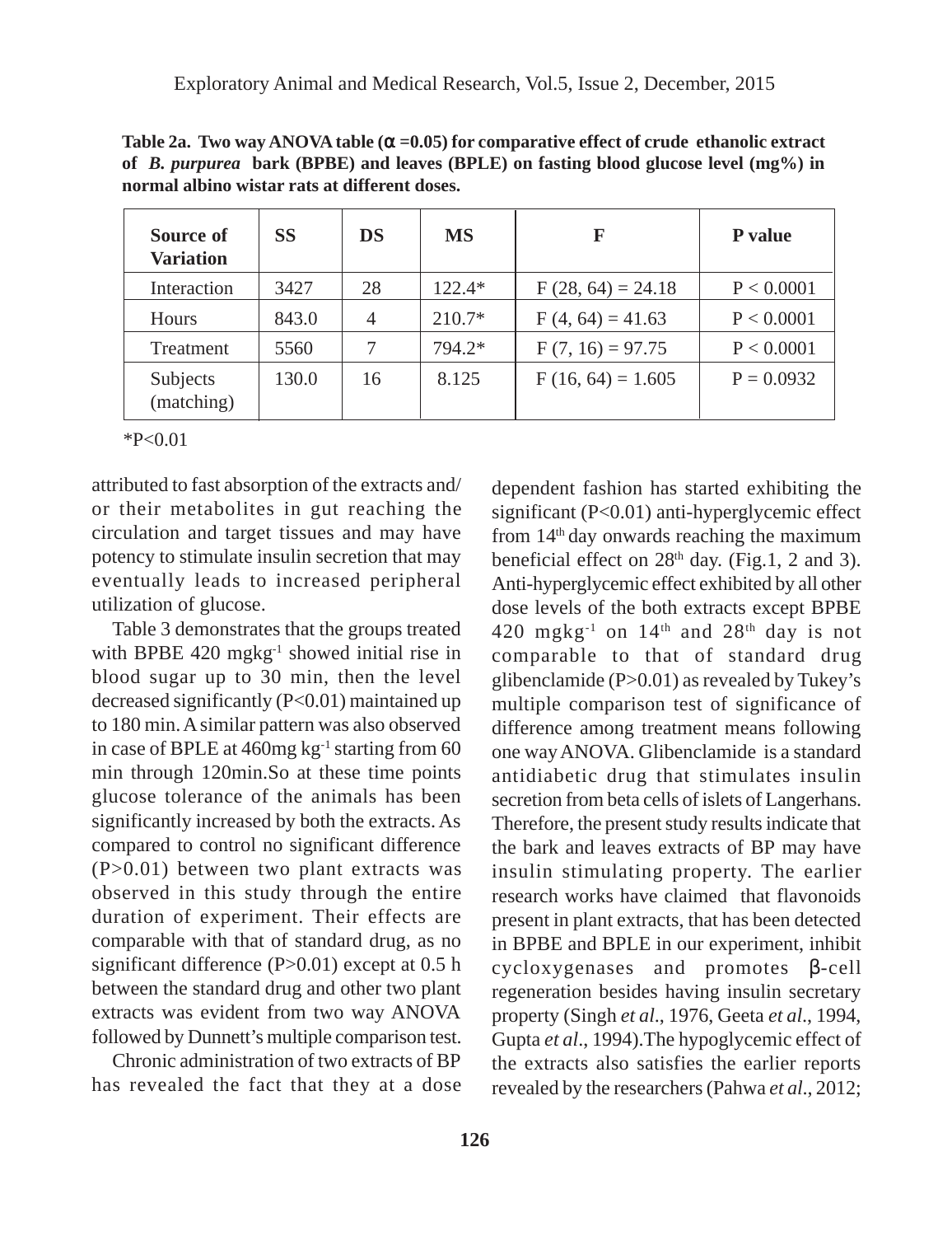**Table 2a. Two way ANOVA table ($\alpha$ =0.05) for comparative effect of crude ethanolic extract of *B. purpurea* bark (BPBE) and leaves (BPLE) on fasting blood glucose level (mg%) in normal albino wistar rats at different doses.**

| Source of Variation | SS | DS | MS | F | P value |
|---|---|---|---|---|---|
| Interaction | 3427 | 28 | 122.4* | F (28, 64) = 24.18 | P < 0.0001 |
| Hours | 843.0 | 4 | 210.7* | F (4, 64) = 41.63 | P < 0.0001 |
| Treatment | 5560 | 7 | 794.2* | F (7, 16) = 97.75 | P < 0.0001 |
| Subjects (matching) | 130.0 | 16 | 8.125 | F (16, 64) = 1.605 | P = 0.0932 |

*P<0.01

attributed to fast absorption of the extracts and/ or their metabolites in gut reaching the circulation and target tissues and may have potency to stimulate insulin secretion that may eventually leads to increased peripheral utilization of glucose.

Table 3 demonstrates that the groups treated with BPBE 420 mgkg$^{-1}$ showed initial rise in blood sugar up to 30 min, then the level decreased significantly (P<0.01) maintained up to 180 min. A similar pattern was also observed in case of BPLE at 460mg kg$^{-1}$ starting from 60 min through 120min.So at these time points glucose tolerance of the animals has been significantly increased by both the extracts. As compared to control no significant difference (P>0.01) between two plant extracts was observed in this study through the entire duration of experiment. Their effects are comparable with that of standard drug, as no significant difference (P>0.01) except at 0.5 h between the standard drug and other two plant extracts was evident from two way ANOVA followed by Dunnett's multiple comparison test.

Chronic administration of two extracts of BP has revealed the fact that they at a dose dependent fashion has started exhibiting the significant (P<0.01) anti-hyperglycemic effect from 14$^{th}$ day onwards reaching the maximum beneficial effect on 28$^{th}$ day. (Fig.1, 2 and 3). Anti-hyperglycemic effect exhibited by all other dose levels of the both extracts except BPBE 420 mgkg$^{-1}$ on 14$^{th}$ and 28$^{th}$ day is not comparable to that of standard drug glibenclamide (P>0.01) as revealed by Tukey's multiple comparison test of significance of difference among treatment means following one way ANOVA. Glibenclamide is a standard antidiabetic drug that stimulates insulin secretion from beta cells of islets of Langerhans. Therefore, the present study results indicate that the bark and leaves extracts of BP may have insulin stimulating property. The earlier research works have claimed that flavonoids present in plant extracts, that has been detected in BPBE and BPLE in our experiment, inhibit cycloxygenases and promotes $\beta$-cell regeneration besides having insulin secretary property (Singh *et al*., 1976, Geeta *et al*., 1994, Gupta *et al*., 1994).The hypoglycemic effect of the extracts also satisfies the earlier reports revealed by the researchers (Pahwa *et al*., 2012;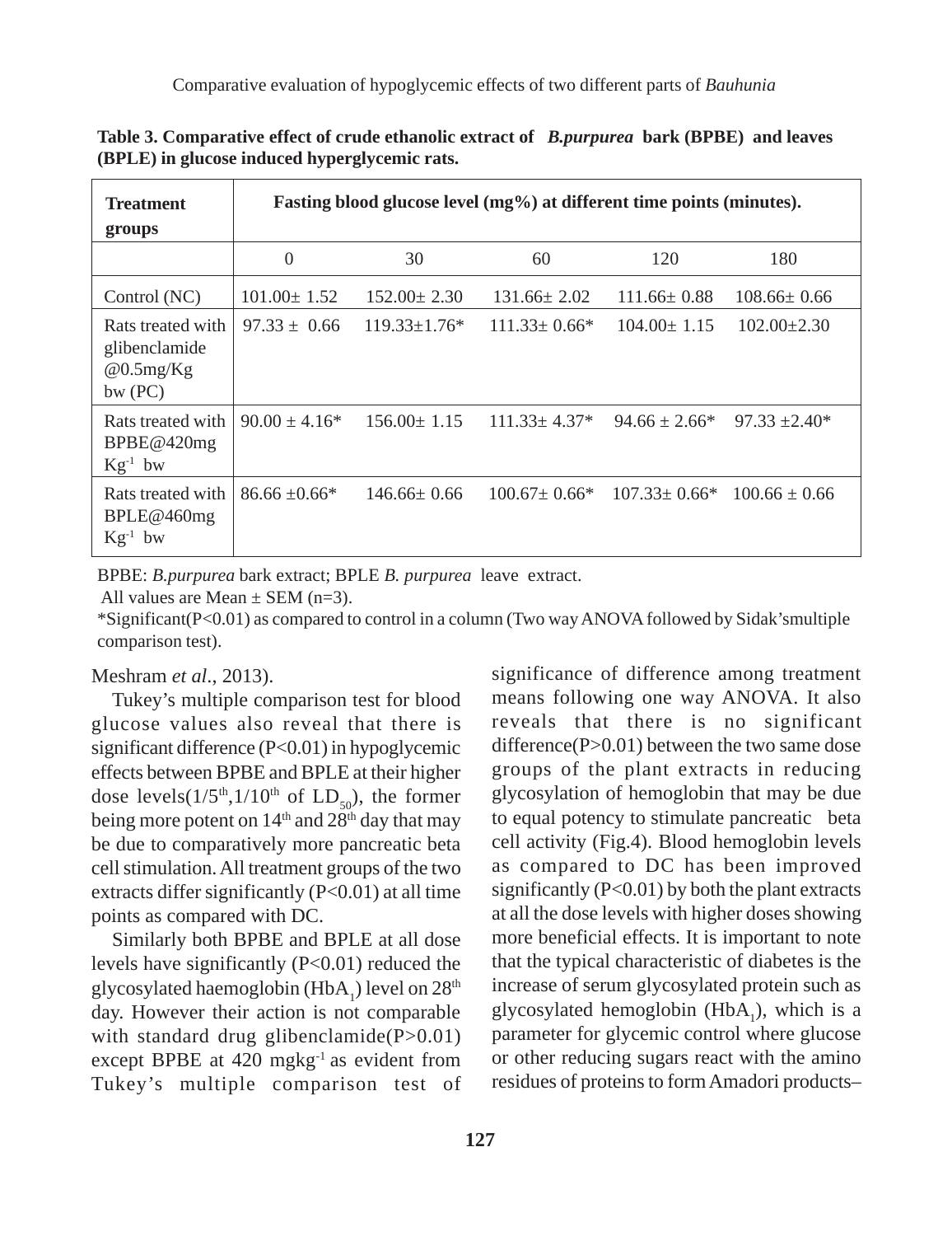**Table 3. Comparative effect of crude ethanolic extract of *B.purpurea* bark (BPBE) and leaves (BPLE) in glucose induced hyperglycemic rats.**

| Treatment groups | Fasting blood glucose level (mg%) at different time points (minutes). | | | | |
|---|---|---|---|---|---|
| | 0 | 30 | 60 | 120 | 180 |
| Control (NC) | 101.00± 1.52 | 152.00± 2.30 | 131.66± 2.02 | 111.66± 0.88 | 108.66± 0.66 |
| Rats treated with glibenclamide @0.5mg/Kg bw (PC) | 97.33 ± 0.66 | 119.33±1.76* | 111.33± 0.66* | 104.00± 1.15 | 102.00±2.30 |
| Rats treated with BPBE@420mg $Kg^{-1}$ bw | 90.00 ± 4.16* | 156.00± 1.15 | 111.33± 4.37* | 94.66 ± 2.66* | 97.33 ±2.40* |
| Rats treated with BPLE@460mg $Kg^{-1}$ bw | 86.66 ±0.66* | 146.66± 0.66 | 100.67± 0.66* | 107.33± 0.66* | 100.66 ± 0.66 |

BPBE: *B.purpurea* bark extract; BPLE *B. purpurea* leave extract.
All values are Mean ± SEM (n=3).
*Significant(P<0.01) as compared to control in a column (Two way ANOVA followed by Sidak'smultiple comparison test).

Meshram *et al*., 2013).

Tukey's multiple comparison test for blood glucose values also reveal that there is significant difference (P<0.01) in hypoglycemic effects between BPBE and BPLE at their higher dose levels($1/5^{th}$,$1/10^{th}$ of $LD_{50}$), the former being more potent on $14^{th}$ and $28^{th}$ day that may be due to comparatively more pancreatic beta cell stimulation. All treatment groups of the two extracts differ significantly (P<0.01) at all time points as compared with DC.

Similarly both BPBE and BPLE at all dose levels have significantly (P<0.01) reduced the glycosylated haemoglobin ($HbA_1$) level on $28^{th}$ day. However their action is not comparable with standard drug glibenclamide(P>0.01) except BPBE at 420 $mgkg^{-1}$ as evident from Tukey's multiple comparison test of significance of difference among treatment means following one way ANOVA. It also reveals that there is no significant difference(P>0.01) between the two same dose groups of the plant extracts in reducing glycosylation of hemoglobin that may be due to equal potency to stimulate pancreatic beta cell activity (Fig.4). Blood hemoglobin levels as compared to DC has been improved significantly (P<0.01) by both the plant extracts at all the dose levels with higher doses showing more beneficial effects. It is important to note that the typical characteristic of diabetes is the increase of serum glycosylated protein such as glycosylated hemoglobin ($HbA_1$), which is a parameter for glycemic control where glucose or other reducing sugars react with the amino residues of proteins to form Amadori products–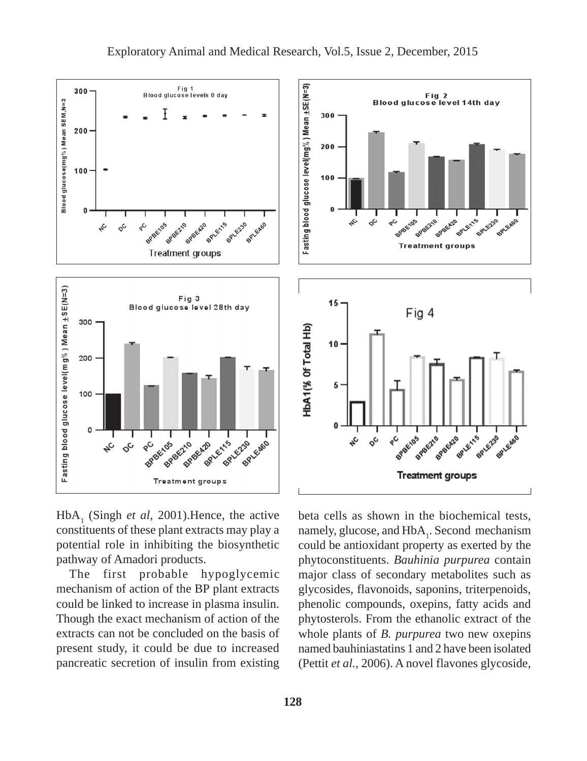$HbA_1$ (Singh *et al*, 2001).Hence, the active constituents of these plant extracts may play a potential role in inhibiting the biosynthetic pathway of Amadori products.

The first probable hypoglycemic mechanism of action of the BP plant extracts could be linked to increase in plasma insulin. Though the exact mechanism of action of the extracts can not be concluded on the basis of present study, it could be due to increased pancreatic secretion of insulin from existing beta cells as shown in the biochemical tests, namely, glucose, and $HbA_1$. Second mechanism could be antioxidant property as exerted by the phytoconstituents. *Bauhinia purpurea* contain major class of secondary metabolites such as glycosides, flavonoids, saponins, triterpenoids, phenolic compounds, oxepins, fatty acids and phytosterols. From the ethanolic extract of the whole plants of *B. purpurea* two new oxepins named bauhiniastatins 1 and 2 have been isolated (Pettit *et al.*, 2006). A novel flavones glycoside,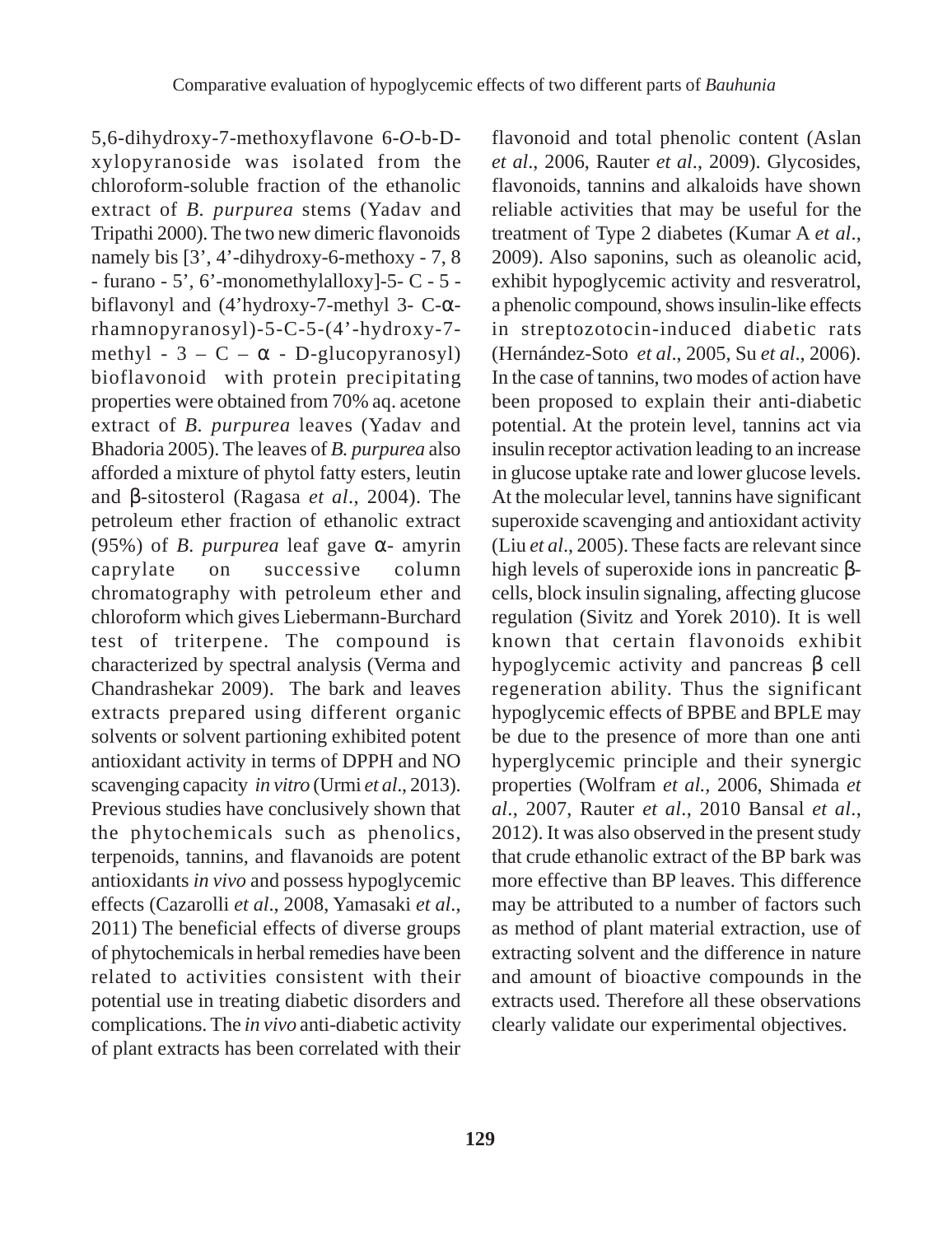5,6-dihydroxy-7-methoxyflavone 6-*O*-b-D-xylopyranoside was isolated from the chloroform-soluble fraction of the ethanolic extract of *B. purpurea* stems (Yadav and Tripathi 2000). The two new dimeric flavonoids namely bis [3', 4'-dihydroxy-6-methoxy - 7, 8 - furano - 5', 6'-monomethylalloxy]-5- C - 5 - biflavonyl and (4'hydroxy-7-methyl 3- C-α-rhamnopyranosyl)-5-C-5-(4'-hydroxy-7-methyl - 3 – C – α - D-glucopyranosyl) bioflavonoid with protein precipitating properties were obtained from 70% aq. acetone extract of *B. purpurea* leaves (Yadav and Bhadoria 2005). The leaves of *B. purpurea* also afforded a mixture of phytol fatty esters, leutin and β-sitosterol (Ragasa *et al*., 2004). The petroleum ether fraction of ethanolic extract (95%) of *B. purpurea* leaf gave α- amyrin caprylate on successive column chromatography with petroleum ether and chloroform which gives Liebermann-Burchard test of triterpene. The compound is characterized by spectral analysis (Verma and Chandrashekar 2009). The bark and leaves extracts prepared using different organic solvents or solvent partioning exhibited potent antioxidant activity in terms of DPPH and NO scavenging capacity *in vitro* (Urmi *et al*., 2013). Previous studies have conclusively shown that the phytochemicals such as phenolics, terpenoids, tannins, and flavanoids are potent antioxidants *in vivo* and possess hypoglycemic effects (Cazarolli *et al*., 2008, Yamasaki *et al.*, 2011) The beneficial effects of diverse groups of phytochemicals in herbal remedies have been related to activities consistent with their potential use in treating diabetic disorders and complications. The *in vivo* anti-diabetic activity of plant extracts has been correlated with their flavonoid and total phenolic content (Aslan *et al*., 2006, Rauter *et al*., 2009). Glycosides, flavonoids, tannins and alkaloids have shown reliable activities that may be useful for the treatment of Type 2 diabetes (Kumar A *et al*., 2009). Also saponins, such as oleanolic acid, exhibit hypoglycemic activity and resveratrol, a phenolic compound, shows insulin-like effects in streptozotocin-induced diabetic rats (Hernández-Soto *et al*., 2005, Su *et al*., 2006). In the case of tannins, two modes of action have been proposed to explain their anti-diabetic potential. At the protein level, tannins act via insulin receptor activation leading to an increase in glucose uptake rate and lower glucose levels. At the molecular level, tannins have significant superoxide scavenging and antioxidant activity (Liu *et al*., 2005). These facts are relevant since high levels of superoxide ions in pancreatic β-cells, block insulin signaling, affecting glucose regulation (Sivitz and Yorek 2010). It is well known that certain flavonoids exhibit hypoglycemic activity and pancreas β cell regeneration ability. Thus the significant hypoglycemic effects of BPBE and BPLE may be due to the presence of more than one anti hyperglycemic principle and their synergic properties (Wolfram *et al.*, 2006, Shimada *et al*., 2007, Rauter *et al*., 2010 Bansal *et al*., 2012). It was also observed in the present study that crude ethanolic extract of the BP bark was more effective than BP leaves. This difference may be attributed to a number of factors such as method of plant material extraction, use of extracting solvent and the difference in nature and amount of bioactive compounds in the extracts used. Therefore all these observations clearly validate our experimental objectives.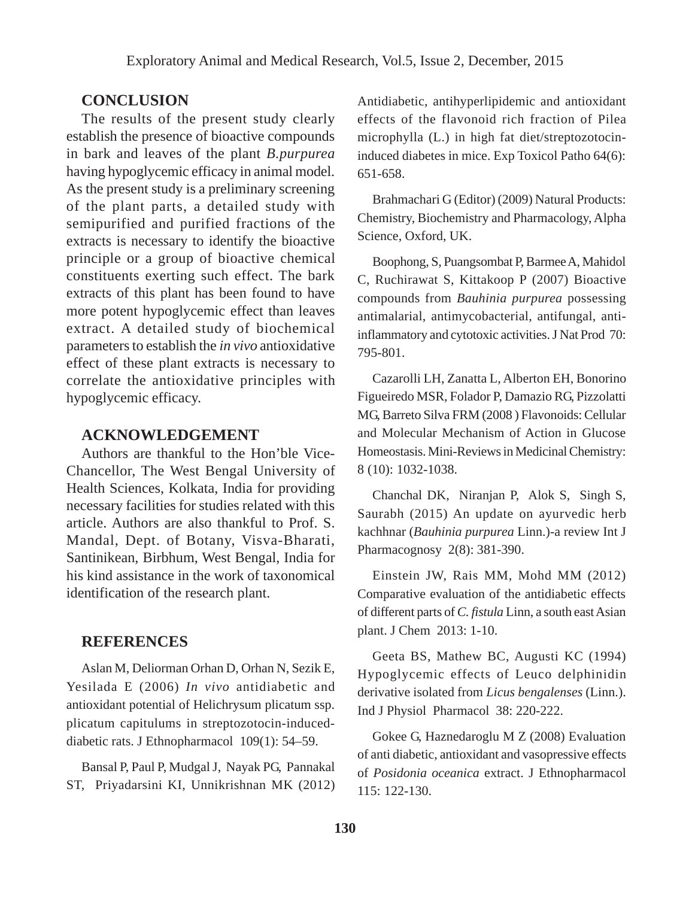## CONCLUSION

The results of the present study clearly establish the presence of bioactive compounds in bark and leaves of the plant *B.purpurea* having hypoglycemic efficacy in animal model. As the present study is a preliminary screening of the plant parts, a detailed study with semipurified and purified fractions of the extracts is necessary to identify the bioactive principle or a group of bioactive chemical constituents exerting such effect. The bark extracts of this plant has been found to have more potent hypoglycemic effect than leaves extract. A detailed study of biochemical parameters to establish the *in vivo* antioxidative effect of these plant extracts is necessary to correlate the antioxidative principles with hypoglycemic efficacy.

## ACKNOWLEDGEMENT

Authors are thankful to the Hon'ble Vice-Chancellor, The West Bengal University of Health Sciences, Kolkata, India for providing necessary facilities for studies related with this article. Authors are also thankful to Prof. S. Mandal, Dept. of Botany, Visva-Bharati, Santinikean, Birbhum, West Bengal, India for his kind assistance in the work of taxonomical identification of the research plant.

## REFERENCES

Aslan M, Deliorman Orhan D, Orhan N, Sezik E, Yesilada E (2006) *In vivo* antidiabetic and antioxidant potential of Helichrysum plicatum ssp. plicatum capitulums in streptozotocin-induced-diabetic rats. J Ethnopharmacol 109(1): 54–59.

Bansal P, Paul P, Mudgal J, Nayak PG, Pannakal ST, Priyadarsini KI, Unnikrishnan MK (2012) Antidiabetic, antihyperlipidemic and antioxidant effects of the flavonoid rich fraction of Pilea microphylla (L.) in high fat diet/streptozotocin-induced diabetes in mice. Exp Toxicol Patho 64(6): 651-658.

Brahmachari G (Editor) (2009) Natural Products: Chemistry, Biochemistry and Pharmacology, Alpha Science, Oxford, UK.

Boophong, S, Puangsombat P, Barmee A, Mahidol C, Ruchirawat S, Kittakoop P (2007) Bioactive compounds from *Bauhinia purpurea* possessing antimalarial, antimycobacterial, antifungal, anti-inflammatory and cytotoxic activities. J Nat Prod 70: 795-801.

Cazarolli LH, Zanatta L, Alberton EH, Bonorino Figueiredo MSR, Folador P, Damazio RG, Pizzolatti MG, Barreto Silva FRM (2008 ) Flavonoids: Cellular and Molecular Mechanism of Action in Glucose Homeostasis. Mini-Reviews in Medicinal Chemistry: 8 (10): 1032-1038.

Chanchal DK, Niranjan P, Alok S, Singh S, Saurabh (2015) An update on ayurvedic herb kachhnar (*Bauhinia purpurea* Linn.)-a review Int J Pharmacognosy 2(8): 381-390.

Einstein JW, Rais MM, Mohd MM (2012) Comparative evaluation of the antidiabetic effects of different parts of *C. fistula* Linn, a south east Asian plant. J Chem 2013: 1-10.

Geeta BS, Mathew BC, Augusti KC (1994) Hypoglycemic effects of Leuco delphinidin derivative isolated from *Licus bengalenses* (Linn.). Ind J Physiol Pharmacol 38: 220-222.

Gokee G, Haznedaroglu M Z (2008) Evaluation of anti diabetic, antioxidant and vasopressive effects of *Posidonia oceanica* extract. J Ethnopharmacol 115: 122-130.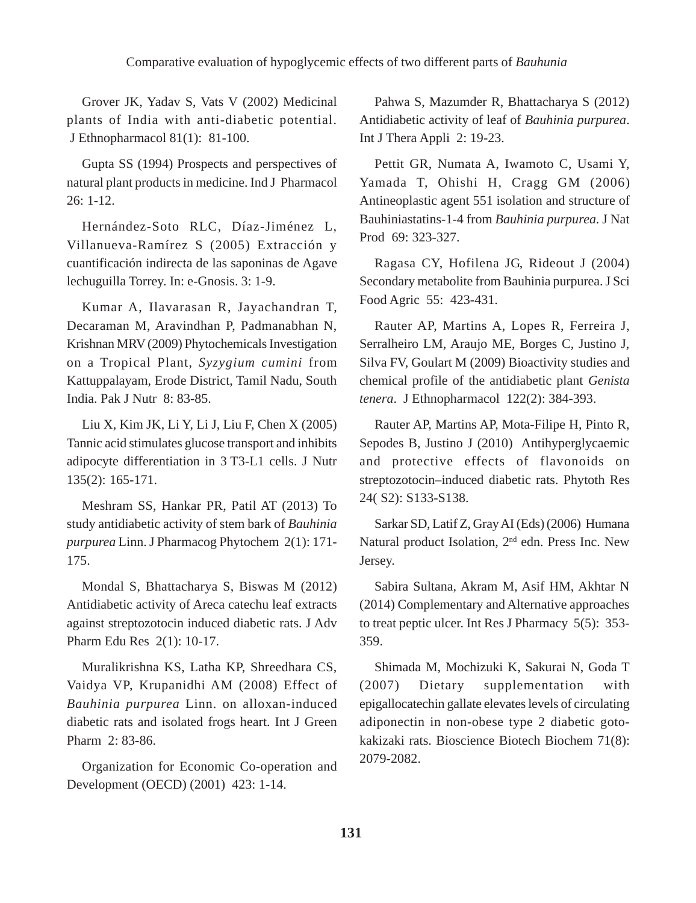Grover JK, Yadav S, Vats V (2002) Medicinal plants of India with anti-diabetic potential. J Ethnopharmacol 81(1): 81-100.

Gupta SS (1994) Prospects and perspectives of natural plant products in medicine. Ind J Pharmacol 26: 1-12.

Hernández-Soto RLC, Díaz-Jiménez L, Villanueva-Ramírez S (2005) Extracción y cuantificación indirecta de las saponinas de Agave lechuguilla Torrey. In: e-Gnosis. 3: 1-9.

Kumar A, Ilavarasan R, Jayachandran T, Decaraman M, Aravindhan P, Padmanabhan N, Krishnan MRV (2009) Phytochemicals Investigation on a Tropical Plant, *Syzygium cumini* from Kattuppalayam, Erode District, Tamil Nadu, South India. Pak J Nutr 8: 83-85.

Liu X, Kim JK, Li Y, Li J, Liu F, Chen X (2005) Tannic acid stimulates glucose transport and inhibits adipocyte differentiation in 3 T3-L1 cells. J Nutr 135(2): 165-171.

Meshram SS, Hankar PR, Patil AT (2013) To study antidiabetic activity of stem bark of *Bauhinia purpurea* Linn. J Pharmacog Phytochem 2(1): 171-175.

Mondal S, Bhattacharya S, Biswas M (2012) Antidiabetic activity of Areca catechu leaf extracts against streptozotocin induced diabetic rats. J Adv Pharm Edu Res 2(1): 10-17.

Muralikrishna KS, Latha KP, Shreedhara CS, Vaidya VP, Krupanidhi AM (2008) Effect of *Bauhinia purpurea* Linn. on alloxan-induced diabetic rats and isolated frogs heart. Int J Green Pharm 2: 83-86.

Organization for Economic Co-operation and Development (OECD) (2001) 423: 1-14.

Pahwa S, Mazumder R, Bhattacharya S (2012) Antidiabetic activity of leaf of *Bauhinia purpurea*. Int J Thera Appli 2: 19-23.

Pettit GR, Numata A, Iwamoto C, Usami Y, Yamada T, Ohishi H, Cragg GM (2006) Antineoplastic agent 551 isolation and structure of Bauhiniastatins-1-4 from *Bauhinia purpurea*. J Nat Prod 69: 323-327.

Ragasa CY, Hofilena JG, Rideout J (2004) Secondary metabolite from Bauhinia purpurea. J Sci Food Agric 55: 423-431.

Rauter AP, Martins A, Lopes R, Ferreira J, Serralheiro LM, Araujo ME, Borges C, Justino J, Silva FV, Goulart M (2009) Bioactivity studies and chemical profile of the antidiabetic plant *Genista tenera*. J Ethnopharmacol 122(2): 384-393.

Rauter AP, Martins AP, Mota-Filipe H, Pinto R, Sepodes B, Justino J (2010) Antihyperglycaemic and protective effects of flavonoids on streptozotocin–induced diabetic rats. Phytoth Res 24( S2): S133-S138.

Sarkar SD, Latif Z, Gray AI (Eds) (2006) Humana Natural product Isolation, 2nd edn. Press Inc. New Jersey.

Sabira Sultana, Akram M, Asif HM, Akhtar N (2014) Complementary and Alternative approaches to treat peptic ulcer. Int Res J Pharmacy 5(5): 353-359.

Shimada M, Mochizuki K, Sakurai N, Goda T (2007) Dietary supplementation with epigallocatechin gallate elevates levels of circulating adiponectin in non-obese type 2 diabetic goto-kakizaki rats. Bioscience Biotech Biochem 71(8): 2079-2082.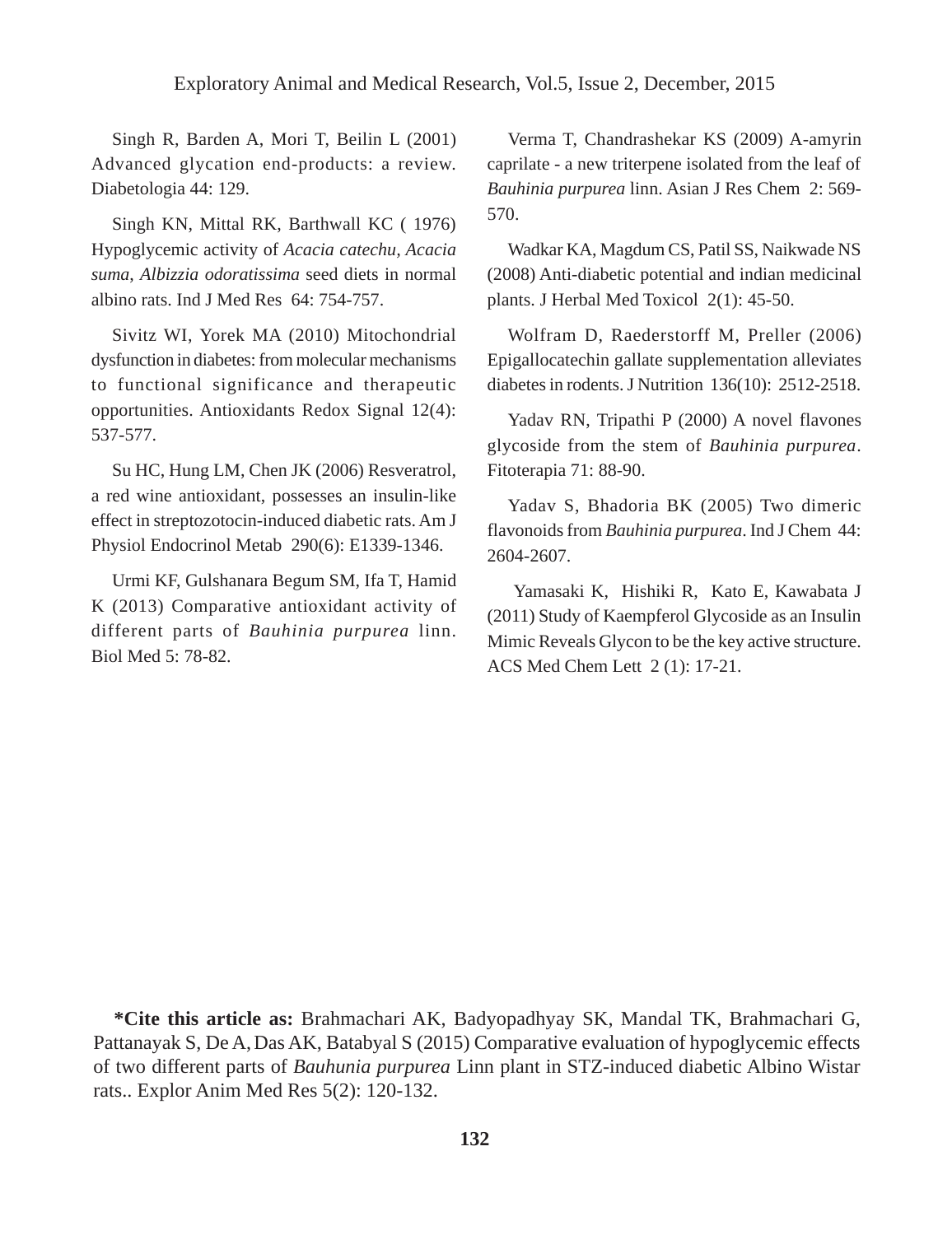Singh R, Barden A, Mori T, Beilin L (2001) Advanced glycation end-products: a review. Diabetologia 44: 129.

Singh KN, Mittal RK, Barthwall KC ( 1976) Hypoglycemic activity of *Acacia catechu, Acacia suma*, *Albizzia odoratissima* seed diets in normal albino rats. Ind J Med Res 64: 754-757.

Sivitz WI, Yorek MA (2010) Mitochondrial dysfunction in diabetes: from molecular mechanisms to functional significance and therapeutic opportunities. Antioxidants Redox Signal 12(4): 537-577.

Su HC, Hung LM, Chen JK (2006) Resveratrol, a red wine antioxidant, possesses an insulin-like effect in streptozotocin-induced diabetic rats. Am J Physiol Endocrinol Metab 290(6): E1339-1346.

Urmi KF, Gulshanara Begum SM, Ifa T, Hamid K (2013) Comparative antioxidant activity of different parts of *Bauhinia purpurea* linn. Biol Med 5: 78-82.

Verma T, Chandrashekar KS (2009) A-amyrin caprilate - a new triterpene isolated from the leaf of *Bauhinia purpurea* linn. Asian J Res Chem 2: 569-570.

Wadkar KA, Magdum CS, Patil SS, Naikwade NS (2008) Anti-diabetic potential and indian medicinal plants. J Herbal Med Toxicol 2(1): 45-50.

Wolfram D, Raederstorff M, Preller (2006) Epigallocatechin gallate supplementation alleviates diabetes in rodents. J Nutrition 136(10): 2512-2518.

Yadav RN, Tripathi P (2000) A novel flavones glycoside from the stem of *Bauhinia purpurea*. Fitoterapia 71: 88-90.

Yadav S, Bhadoria BK (2005) Two dimeric flavonoids from *Bauhinia purpurea*. Ind J Chem 44: 2604-2607.

Yamasaki K, Hishiki R, Kato E, Kawabata J (2011) Study of Kaempferol Glycoside as an Insulin Mimic Reveals Glycon to be the key active structure. ACS Med Chem Lett 2 (1): 17-21.

**\*Cite this article as:** Brahmachari AK, Badyopadhyay SK, Mandal TK, Brahmachari G, Pattanayak S, De A, Das AK, Batabyal S (2015) Comparative evaluation of hypoglycemic effects of two different parts of *Bauhunia purpurea* Linn plant in STZ-induced diabetic Albino Wistar rats.. Explor Anim Med Res 5(2): 120-132.